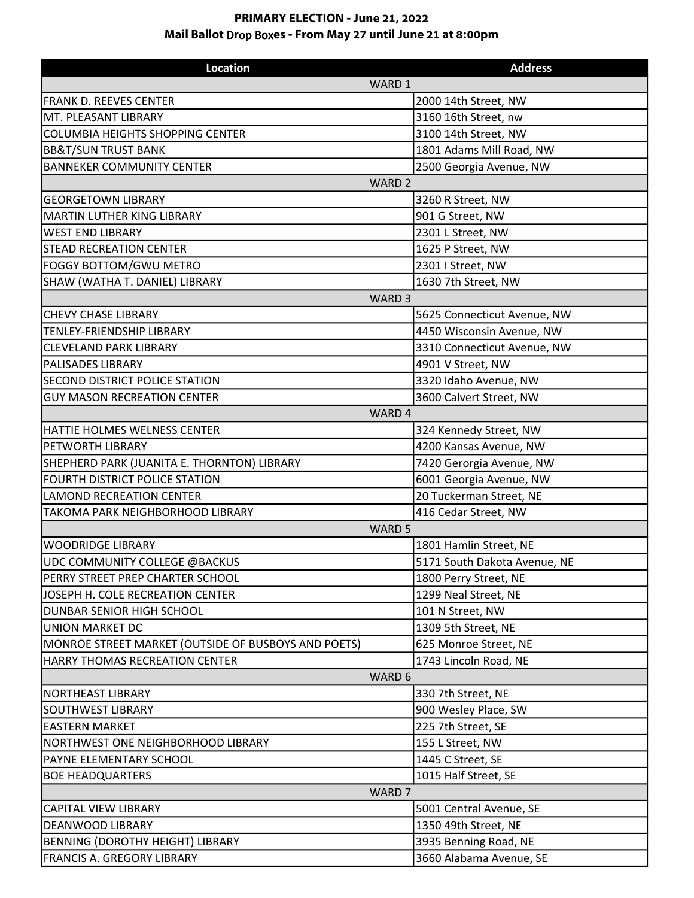**PRIMARY ELECTION - June 21, 2022**
**Mail Ballot Drop Boxes - From May 27 until June 21 at 8:00pm**

| Location | Address |
| --- | --- |
| WARD 1 | |
| FRANK D. REEVES CENTER | 2000 14th Street, NW |
| MT. PLEASANT LIBRARY | 3160 16th Street, nw |
| COLUMBIA HEIGHTS SHOPPING CENTER | 3100 14th Street, NW |
| BB&T/SUN TRUST BANK | 1801 Adams Mill Road, NW |
| BANNEKER COMMUNITY CENTER | 2500 Georgia Avenue, NW |
| WARD 2 | |
| GEORGETOWN LIBRARY | 3260 R Street, NW |
| MARTIN LUTHER KING LIBRARY | 901 G Street, NW |
| WEST END LIBRARY | 2301 L Street, NW |
| STEAD RECREATION CENTER | 1625 P Street, NW |
| FOGGY BOTTOM/GWU METRO | 2301 I Street, NW |
| SHAW (WATHA T. DANIEL) LIBRARY | 1630 7th Street, NW |
| WARD 3 | |
| CHEVY CHASE LIBRARY | 5625 Connecticut Avenue, NW |
| TENLEY-FRIENDSHIP LIBRARY | 4450 Wisconsin Avenue, NW |
| CLEVELAND PARK LIBRARY | 3310 Connecticut Avenue, NW |
| PALISADES LIBRARY | 4901 V Street, NW |
| SECOND DISTRICT POLICE STATION | 3320 Idaho Avenue, NW |
| GUY MASON RECREATION CENTER | 3600 Calvert Street, NW |
| WARD 4 | |
| HATTIE HOLMES WELNESS CENTER | 324 Kennedy Street, NW |
| PETWORTH LIBRARY | 4200 Kansas Avenue, NW |
| SHEPHERD PARK (JUANITA E. THORNTON) LIBRARY | 7420 Gerorgia Avenue, NW |
| FOURTH DISTRICT POLICE STATION | 6001 Georgia Avenue, NW |
| LAMOND RECREATION CENTER | 20 Tuckerman Street, NE |
| TAKOMA PARK NEIGHBORHOOD LIBRARY | 416 Cedar Street, NW |
| WARD 5 | |
| WOODRIDGE LIBRARY | 1801 Hamlin Street, NE |
| UDC COMMUNITY COLLEGE @BACKUS | 5171 South Dakota Avenue, NE |
| PERRY STREET PREP CHARTER SCHOOL | 1800 Perry Street, NE |
| JOSEPH H. COLE RECREATION CENTER | 1299 Neal Street, NE |
| DUNBAR SENIOR HIGH SCHOOL | 101 N Street, NW |
| UNION MARKET DC | 1309 5th Street, NE |
| MONROE STREET MARKET (OUTSIDE OF BUSBOYS AND POETS) | 625 Monroe Street, NE |
| HARRY THOMAS RECREATION CENTER | 1743 Lincoln Road, NE |
| WARD 6 | |
| NORTHEAST LIBRARY | 330 7th Street, NE |
| SOUTHWEST LIBRARY | 900 Wesley Place, SW |
| EASTERN MARKET | 225 7th Street, SE |
| NORTHWEST ONE NEIGHBORHOOD LIBRARY | 155 L Street, NW |
| PAYNE ELEMENTARY SCHOOL | 1445 C Street, SE |
| BOE HEADQUARTERS | 1015 Half Street, SE |
| WARD 7 | |
| CAPITAL VIEW LIBRARY | 5001 Central Avenue, SE |
| DEANWOOD LIBRARY | 1350 49th Street, NE |
| BENNING (DOROTHY HEIGHT) LIBRARY | 3935 Benning Road, NE |
| FRANCIS A. GREGORY LIBRARY | 3660 Alabama Avenue, SE |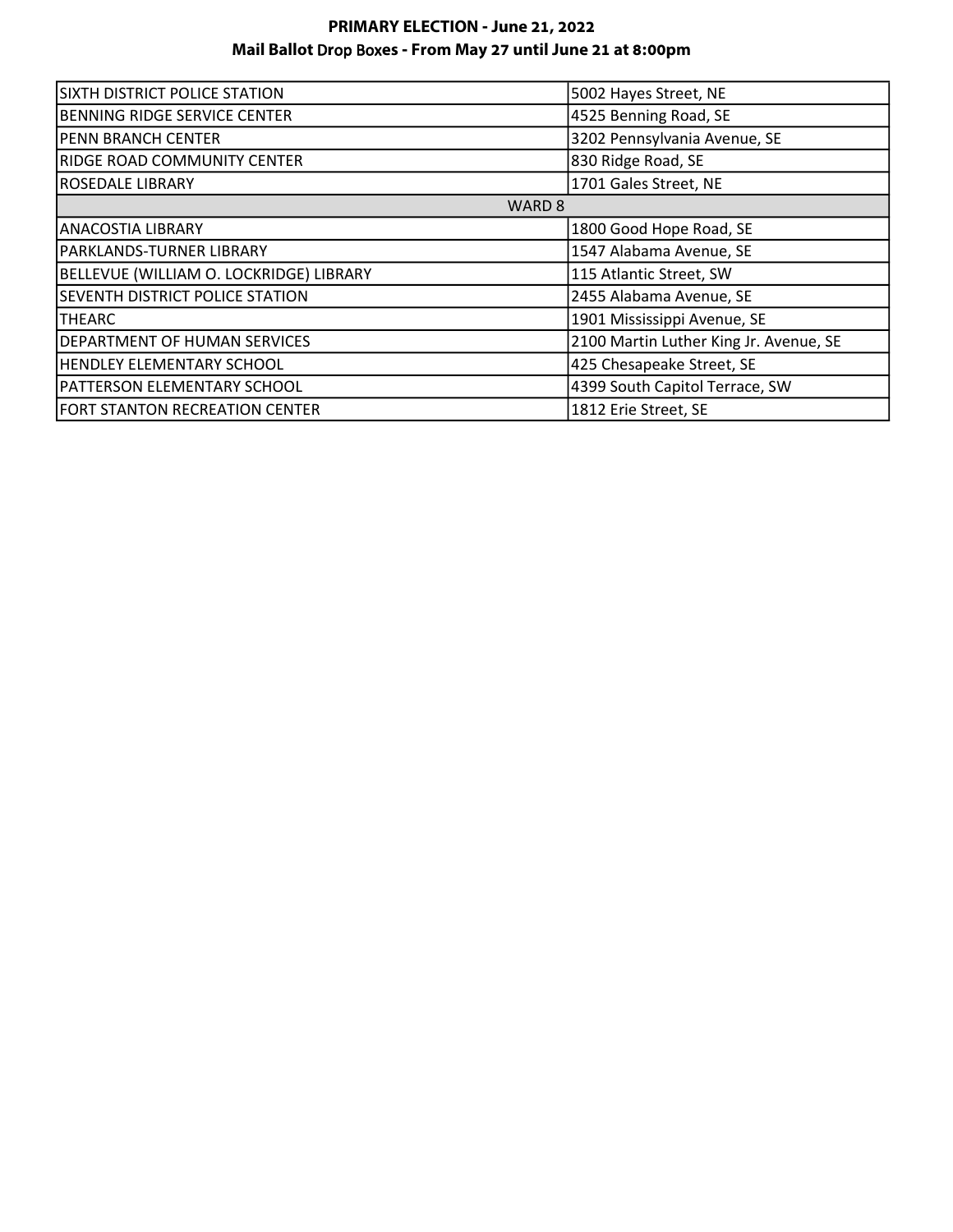**PRIMARY ELECTION - June 21, 2022**

**Mail Ballot Drop Boxes - From May 27 until June 21 at 8:00pm**

| | |
|---|---|
| SIXTH DISTRICT POLICE STATION | 5002 Hayes Street, NE |
| BENNING RIDGE SERVICE CENTER | 4525 Benning Road, SE |
| PENN BRANCH CENTER | 3202 Pennsylvania Avenue, SE |
| RIDGE ROAD COMMUNITY CENTER | 830 Ridge Road, SE |
| ROSEDALE LIBRARY | 1701 Gales Street, NE |
| WARD 8 | |
| ANACOSTIA LIBRARY | 1800 Good Hope Road, SE |
| PARKLANDS-TURNER LIBRARY | 1547 Alabama Avenue, SE |
| BELLEVUE (WILLIAM O. LOCKRIDGE) LIBRARY | 115 Atlantic Street, SW |
| SEVENTH DISTRICT POLICE STATION | 2455 Alabama Avenue, SE |
| THEARC | 1901 Mississippi Avenue, SE |
| DEPARTMENT OF HUMAN SERVICES | 2100 Martin Luther King Jr. Avenue, SE |
| HENDLEY ELEMENTARY SCHOOL | 425 Chesapeake Street, SE |
| PATTERSON ELEMENTARY SCHOOL | 4399 South Capitol Terrace, SW |
| FORT STANTON RECREATION CENTER | 1812 Erie Street, SE |